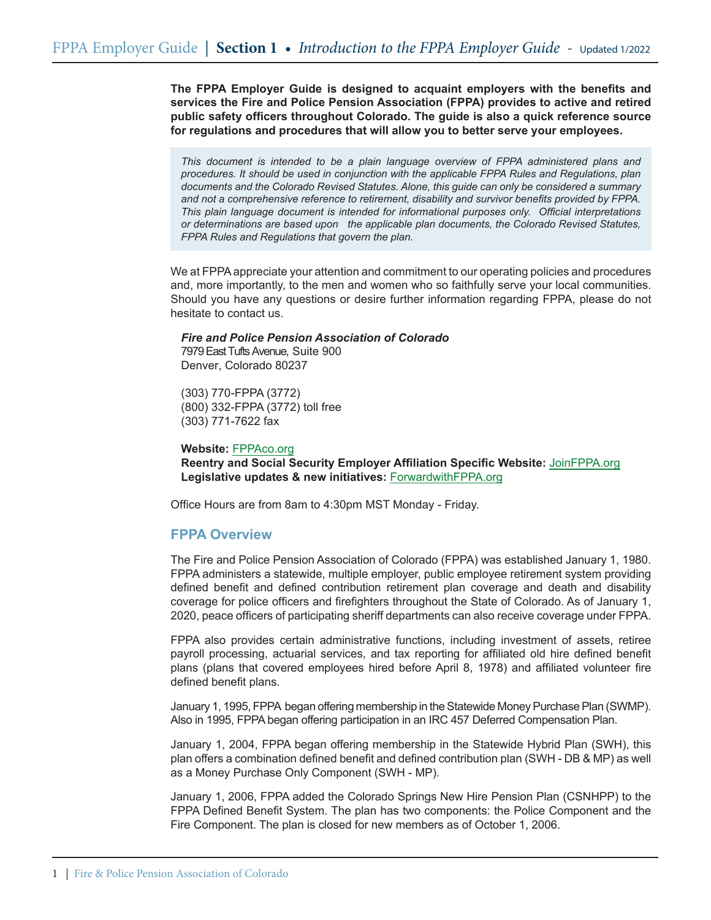**The FPPA Employer Guide is designed to acquaint employers with the benefits and services the Fire and Police Pension Association (FPPA) provides to active and retired public safety officers throughout Colorado. The guide is also a quick reference source for regulations and procedures that will allow you to better serve your employees.**

*This document is intended to be a plain language overview of FPPA administered plans and procedures. It should be used in conjunction with the applicable FPPA Rules and Regulations, plan documents and the Colorado Revised Statutes. Alone, this guide can only be considered a summary and not a comprehensive reference to retirement, disability and survivor benefits provided by FPPA. This plain language document is intended for informational purposes only. Official interpretations or determinations are based upon the applicable plan documents, the Colorado Revised Statutes, FPPA Rules and Regulations that govern the plan.*

We at FPPA appreciate your attention and commitment to our operating policies and procedures and, more importantly, to the men and women who so faithfully serve your local communities. Should you have any questions or desire further information regarding FPPA, please do not hesitate to contact us.

***Fire and Police Pension Association of Colorado***
7979 East Tufts Avenue, Suite 900
Denver, Colorado 80237

(303) 770-FPPA (3772)
(800) 332-FPPA (3772) toll free
(303) 771-7622 fax

**Website:** FPPAco.org
**Reentry and Social Security Employer Affiliation Specific Website:** JoinFPPA.org
**Legislative updates & new initiatives:** ForwardwithFPPA.org

Office Hours are from 8am to 4:30pm MST Monday - Friday.

## FPPA Overview

The Fire and Police Pension Association of Colorado (FPPA) was established January 1, 1980. FPPA administers a statewide, multiple employer, public employee retirement system providing defined benefit and defined contribution retirement plan coverage and death and disability coverage for police officers and firefighters throughout the State of Colorado. As of January 1, 2020, peace officers of participating sheriff departments can also receive coverage under FPPA.

FPPA also provides certain administrative functions, including investment of assets, retiree payroll processing, actuarial services, and tax reporting for affiliated old hire defined benefit plans (plans that covered employees hired before April 8, 1978) and affiliated volunteer fire defined benefit plans.

January 1, 1995, FPPA began offering membership in the Statewide Money Purchase Plan (SWMP). Also in 1995, FPPA began offering participation in an IRC 457 Deferred Compensation Plan.

January 1, 2004, FPPA began offering membership in the Statewide Hybrid Plan (SWH), this plan offers a combination defined benefit and defined contribution plan (SWH - DB & MP) as well as a Money Purchase Only Component (SWH - MP).

January 1, 2006, FPPA added the Colorado Springs New Hire Pension Plan (CSNHPP) to the FPPA Defined Benefit System. The plan has two components: the Police Component and the Fire Component. The plan is closed for new members as of October 1, 2006.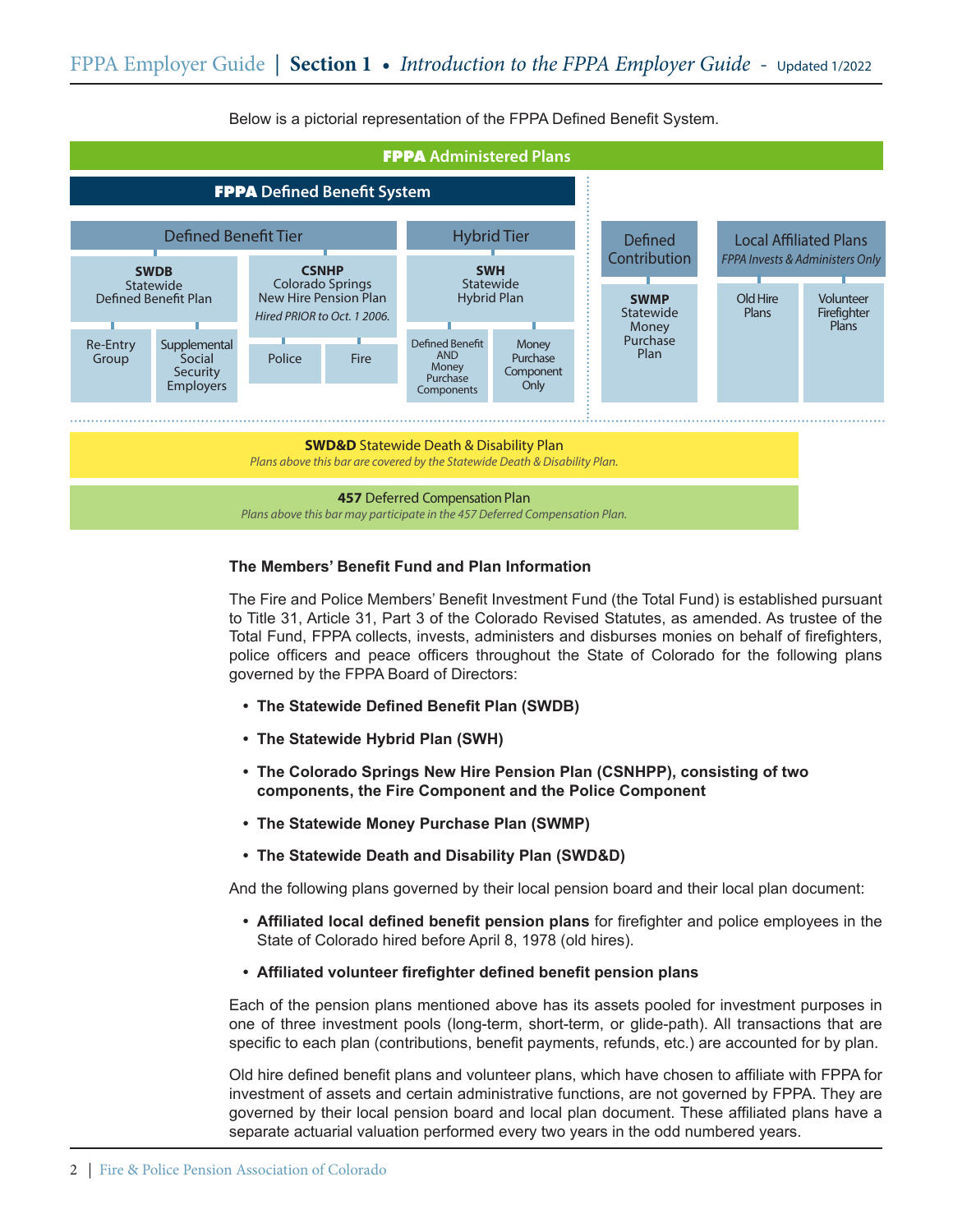Below is a pictorial representation of the FPPA Defined Benefit System.

**FPPA Administered Plans**

**FPPA Defined Benefit System**

- **Defined Benefit Tier**
  - **SWDB** Statewide Defined Benefit Plan
    - Re-Entry Group
    - Supplemental Social Security Employers
  - **CSNHP** Colorado Springs New Hire Pension Plan *Hired PRIOR to Oct. 1 2006.*
    - Police
    - Fire
- **Hybrid Tier**
  - **SWH** Statewide Hybrid Plan
    - Defined Benefit AND Money Purchase Components
    - Money Purchase Component Only

**Defined Contribution**

- **SWMP** Statewide Money Purchase Plan

**Local Affiliated Plans** *FPPA Invests & Administers Only*

- Old Hire Plans
- Volunteer Firefighter Plans

**SWD&D** Statewide Death & Disability Plan
*Plans above this bar are covered by the Statewide Death & Disability Plan.*

**457** Deferred Compensation Plan
*Plans above this bar may participate in the 457 Deferred Compensation Plan.*

### The Members' Benefit Fund and Plan Information

The Fire and Police Members' Benefit Investment Fund (the Total Fund) is established pursuant to Title 31, Article 31, Part 3 of the Colorado Revised Statutes, as amended. As trustee of the Total Fund, FPPA collects, invests, administers and disburses monies on behalf of firefighters, police officers and peace officers throughout the State of Colorado for the following plans governed by the FPPA Board of Directors:

- **The Statewide Defined Benefit Plan (SWDB)**
- **The Statewide Hybrid Plan (SWH)**
- **The Colorado Springs New Hire Pension Plan (CSNHPP), consisting of two components, the Fire Component and the Police Component**
- **The Statewide Money Purchase Plan (SWMP)**
- **The Statewide Death and Disability Plan (SWD&D)**

And the following plans governed by their local pension board and their local plan document:

- **Affiliated local defined benefit pension plans** for firefighter and police employees in the State of Colorado hired before April 8, 1978 (old hires).
- **Affiliated volunteer firefighter defined benefit pension plans**

Each of the pension plans mentioned above has its assets pooled for investment purposes in one of three investment pools (long-term, short-term, or glide-path). All transactions that are specific to each plan (contributions, benefit payments, refunds, etc.) are accounted for by plan.

Old hire defined benefit plans and volunteer plans, which have chosen to affiliate with FPPA for investment of assets and certain administrative functions, are not governed by FPPA. They are governed by their local pension board and local plan document. These affiliated plans have a separate actuarial valuation performed every two years in the odd numbered years.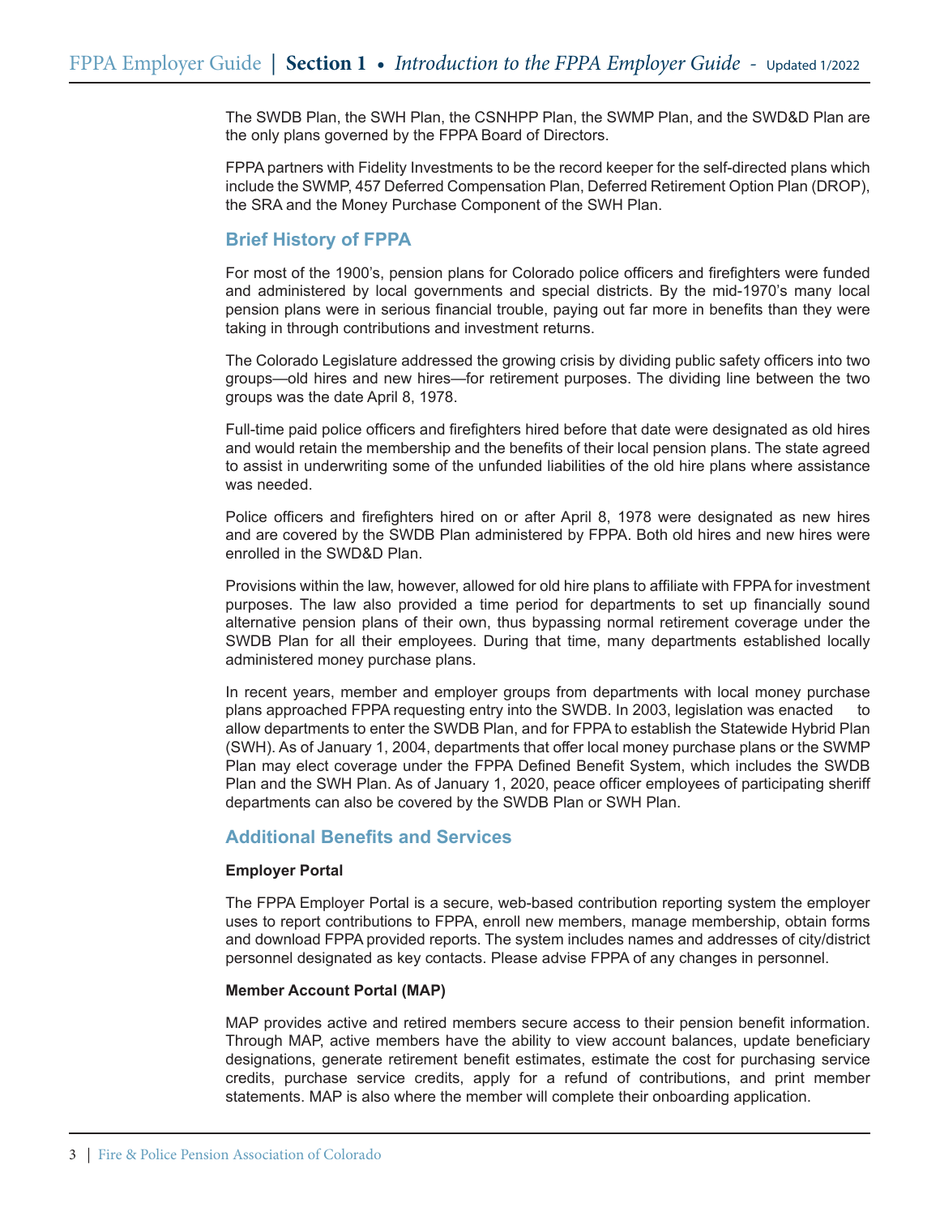The SWDB Plan, the SWH Plan, the CSNHPP Plan, the SWMP Plan, and the SWD&D Plan are the only plans governed by the FPPA Board of Directors.

FPPA partners with Fidelity Investments to be the record keeper for the self-directed plans which include the SWMP, 457 Deferred Compensation Plan, Deferred Retirement Option Plan (DROP), the SRA and the Money Purchase Component of the SWH Plan.

## Brief History of FPPA

For most of the 1900's, pension plans for Colorado police officers and firefighters were funded and administered by local governments and special districts. By the mid-1970's many local pension plans were in serious financial trouble, paying out far more in benefits than they were taking in through contributions and investment returns.

The Colorado Legislature addressed the growing crisis by dividing public safety officers into two groups—old hires and new hires—for retirement purposes. The dividing line between the two groups was the date April 8, 1978.

Full-time paid police officers and firefighters hired before that date were designated as old hires and would retain the membership and the benefits of their local pension plans. The state agreed to assist in underwriting some of the unfunded liabilities of the old hire plans where assistance was needed.

Police officers and firefighters hired on or after April 8, 1978 were designated as new hires and are covered by the SWDB Plan administered by FPPA. Both old hires and new hires were enrolled in the SWD&D Plan.

Provisions within the law, however, allowed for old hire plans to affiliate with FPPA for investment purposes. The law also provided a time period for departments to set up financially sound alternative pension plans of their own, thus bypassing normal retirement coverage under the SWDB Plan for all their employees. During that time, many departments established locally administered money purchase plans.

In recent years, member and employer groups from departments with local money purchase plans approached FPPA requesting entry into the SWDB. In 2003, legislation was enacted to allow departments to enter the SWDB Plan, and for FPPA to establish the Statewide Hybrid Plan (SWH). As of January 1, 2004, departments that offer local money purchase plans or the SWMP Plan may elect coverage under the FPPA Defined Benefit System, which includes the SWDB Plan and the SWH Plan. As of January 1, 2020, peace officer employees of participating sheriff departments can also be covered by the SWDB Plan or SWH Plan.

## Additional Benefits and Services

**Employer Portal**

The FPPA Employer Portal is a secure, web-based contribution reporting system the employer uses to report contributions to FPPA, enroll new members, manage membership, obtain forms and download FPPA provided reports. The system includes names and addresses of city/district personnel designated as key contacts. Please advise FPPA of any changes in personnel.

**Member Account Portal (MAP)**

MAP provides active and retired members secure access to their pension benefit information. Through MAP, active members have the ability to view account balances, update beneficiary designations, generate retirement benefit estimates, estimate the cost for purchasing service credits, purchase service credits, apply for a refund of contributions, and print member statements. MAP is also where the member will complete their onboarding application.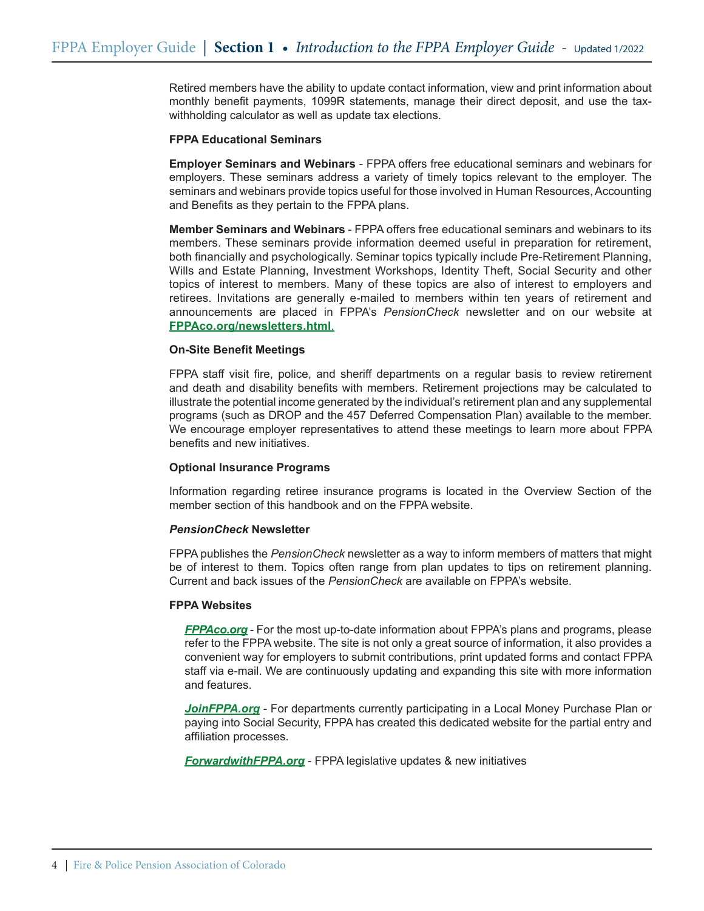Retired members have the ability to update contact information, view and print information about monthly benefit payments, 1099R statements, manage their direct deposit, and use the tax-withholding calculator as well as update tax elections.

### FPPA Educational Seminars

**Employer Seminars and Webinars** - FPPA offers free educational seminars and webinars for employers. These seminars address a variety of timely topics relevant to the employer. The seminars and webinars provide topics useful for those involved in Human Resources, Accounting and Benefits as they pertain to the FPPA plans.

**Member Seminars and Webinars** - FPPA offers free educational seminars and webinars to its members. These seminars provide information deemed useful in preparation for retirement, both financially and psychologically. Seminar topics typically include Pre-Retirement Planning, Wills and Estate Planning, Investment Workshops, Identity Theft, Social Security and other topics of interest to members. Many of these topics are also of interest to employers and retirees. Invitations are generally e-mailed to members within ten years of retirement and announcements are placed in FPPA's *PensionCheck* newsletter and on our website at **FPPAco.org/newsletters.html**.

### On-Site Benefit Meetings

FPPA staff visit fire, police, and sheriff departments on a regular basis to review retirement and death and disability benefits with members. Retirement projections may be calculated to illustrate the potential income generated by the individual's retirement plan and any supplemental programs (such as DROP and the 457 Deferred Compensation Plan) available to the member. We encourage employer representatives to attend these meetings to learn more about FPPA benefits and new initiatives.

### Optional Insurance Programs

Information regarding retiree insurance programs is located in the Overview Section of the member section of this handbook and on the FPPA website.

### *PensionCheck* Newsletter

FPPA publishes the *PensionCheck* newsletter as a way to inform members of matters that might be of interest to them. Topics often range from plan updates to tips on retirement planning. Current and back issues of the *PensionCheck* are available on FPPA's website.

### FPPA Websites

***FPPAco.org*** - For the most up-to-date information about FPPA's plans and programs, please refer to the FPPA website. The site is not only a great source of information, it also provides a convenient way for employers to submit contributions, print updated forms and contact FPPA staff via e-mail. We are continuously updating and expanding this site with more information and features.

***JoinFPPA.org*** - For departments currently participating in a Local Money Purchase Plan or paying into Social Security, FPPA has created this dedicated website for the partial entry and affiliation processes.

***ForwardwithFPPA.org*** - FPPA legislative updates & new initiatives